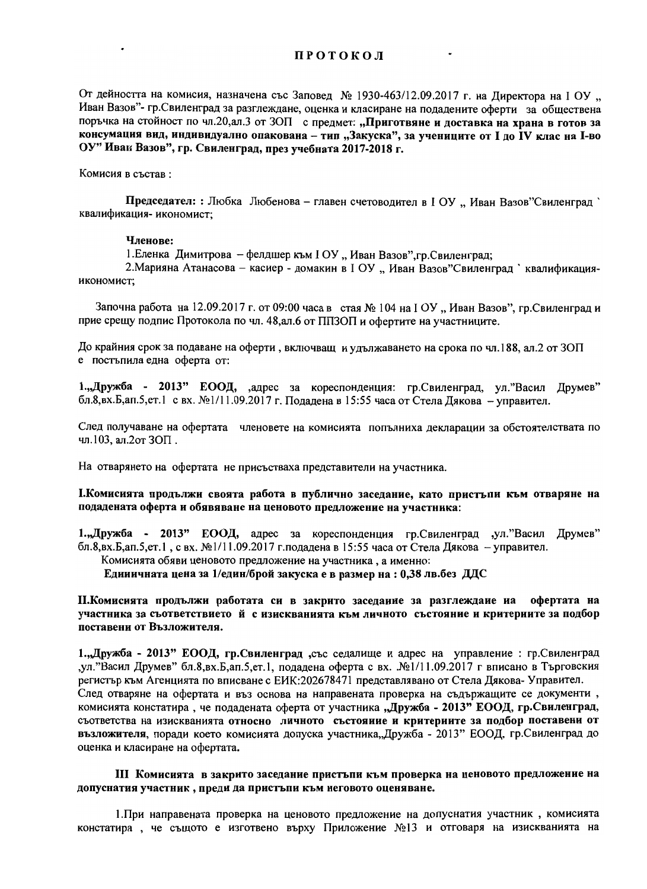# ПРОТОКОЛ

От дейността на комисия, назначена със Заповед № 1930-463/12.09.2017 г. на Директора на I ОУ „ Иван Вазов"- гр.Свиленград за разглеждане, оценка и класиране на подадените оферти за обществена поръчка на стойност по чл.20,ал.3 от ЗОП с предмет: **„Приготвяне и доставка на храна в готов за консумация вид, индивидуално опакована – тип „Закуска", за учениците от I до IV клас на I-во ОУ" Иван Вазов", гр. Свиленград, през учебната 2017-2018 г.**

Комисия в състав :

**Председател:** : Любка Любенова – главен счетоводител в I ОУ „ Иван Вазов"Свиленград ` квалификация- икономист;

**Членове:**

1.Еленка Димитрова – фелдшер към I ОУ „ Иван Вазов",гр.Свиленград;

2.Марияна Атанасова – касиер - домакин в I ОУ „ Иван Вазов"Свиленград ` квалификация- икономист;

Започна работа на 12.09.2017 г. от 09:00 часа в стая № 104 на I ОУ „ Иван Вазов", гр.Свиленград и прие срещу подпис Протокола по чл. 48,ал.6 от ППЗОП и офертите на участниците.

До крайния срок за подаване на оферти , включващ и удължаването на срока по чл.188, ал.2 от ЗОП е постъпила една оферта от:

1.**„Дружба - 2013" ЕООД,** ,адрес за кореспонденция: гр.Свиленград, ул."Васил Друмев" бл.8,вх.Б,ап.5,ет.1 с вх. №1/11.09.2017 г. Подадена в 15:55 часа от Стела Дякова – управител.

След получаване на офертата членовете на комисията попълниха декларации за обстоятелствата по чл.103, ал.2от ЗОП .

На отварянето на офертата не присъстваха представители на участника.

**I.Комисията продължи своята работа в публично заседание, като пристъпи към отваряне на подадената оферта и обявяване на ценовото предложение на участника:**

1.**„Дружба - 2013" ЕООД,** адрес за кореспонденция гр.Свиленград ,ул."Васил Друмев" бл.8,вх.Б,ап.5,ет.1 , с вх. №1/11.09.2017 г.подадена в 15:55 часа от Стела Дякова – управител.

Комисията обяви ценовото предложение на участника , а именно:

**Единичната цена за 1/един/брой закуска е в размер на : 0,38 лв.без ДДС**

**II.Комисията продължи работата си в закрито заседание за разглеждане на офертата на участника за съответствието й с изискванията към личното състояние и критериите за подбор поставени от Възложителя.**

1.**„Дружба - 2013" ЕООД, гр.Свиленград** ,със седалище и адрес на управление : гр.Свиленград ,ул."Васил Друмев" бл.8,вх.Б,ап.5,ет.1, подадена оферта с вх. .№1/11.09.2017 г вписано в Търговския регистър към Агенцията по вписване с ЕИК:202678471 представлявано от Стела Дякова- Управител.

След отваряне на офертата и въз основа на направената проверка на съдържащите се документи , комисията констатира , че подадената оферта от участника **„Дружба - 2013" ЕООД, гр.Свиленград,** съответства на изискванията **относно личното състояние и критериите за подбор поставени от възложителя**, поради което комисията допуска участника„Дружба - 2013" ЕООД, гр.Свиленград до оценка и класиране на офертата.

**III Комисията в закрито заседание пристъпи към проверка на ценовото предложение на допуснатия участник , преди да пристъпи към неговото оценяване.**

1.При направената проверка на ценовото предложение на допуснатия участник , комисията констатира , че същото е изготвено върху Приложение №13 и отговаря на изискванията на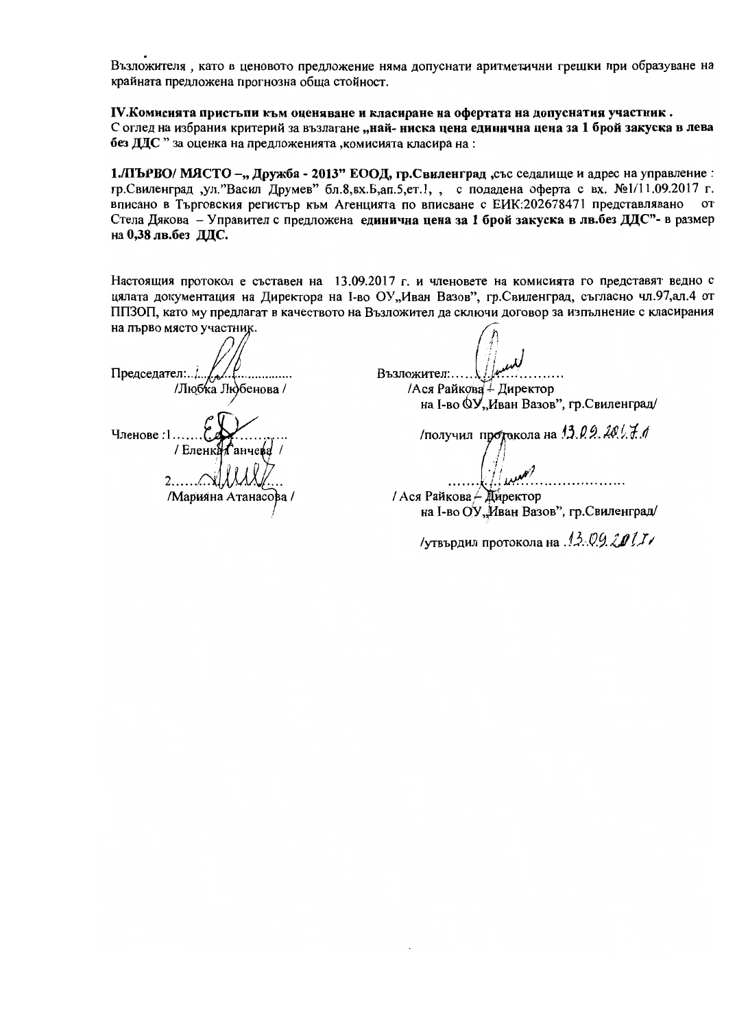Възложителя , като в ценовото предложение няма допуснати аритметични грешки при образуване на крайната предложена прогнозна обща стойност.

**IV.Комисията пристъпи към оценяване и класиране на офертата на допуснатия участник .**
С оглед на избрания критерий за възлагане **„най- ниска цена единична цена за 1 брой закуска в лева без ДДС** " за оценка на предложенията ,комисията класира на :

**1./ПЪРВО/ МЯСТО –„ Дружба - 2013" ЕООД, гр.Свиленград** ,със седалище и адрес на управление : гр.Свиленград ,ул."Васил Друмев" бл.8,вх.Б,ап.5,ет.1, , с подадена оферта с вх. №1/11.09.2017 г. вписано в Търговския регистър към Агенцията по вписване с ЕИК:202678471 представлявано от Стела Дякова – Управител с предложена **единична цена за 1 брой закуска в лв.без ДДС"- в размер на 0,38 лв.без ДДС.**

Настоящия протокол е съставен на 13.09.2017 г. и членовете на комисията го представят ведно с цялата документация на Директора на I-во ОУ„Иван Вазов", гр.Свиленград, съгласно чл.97,ал.4 от ППЗОП, като му предлагат в качеството на Възложител да сключи договор за изпълнение с класирания на първо място участник.

Председател:.............................
/Любка Любенова /

Членове :1.............................
/ Еленка Ганчева /

2.............................
/Марияна Атанасова /

Възложител:.............................
/Ася Райкова – Директор
на I-во ОУ„Иван Вазов", гр.Свиленград/

/получил протокола на 13.09.2017 г./

.............................
/ Ася Райкова – Директор
на I-во ОУ„Иван Вазов", гр.Свиленград/

/утвърдил протокола на 13.09.2017 г./